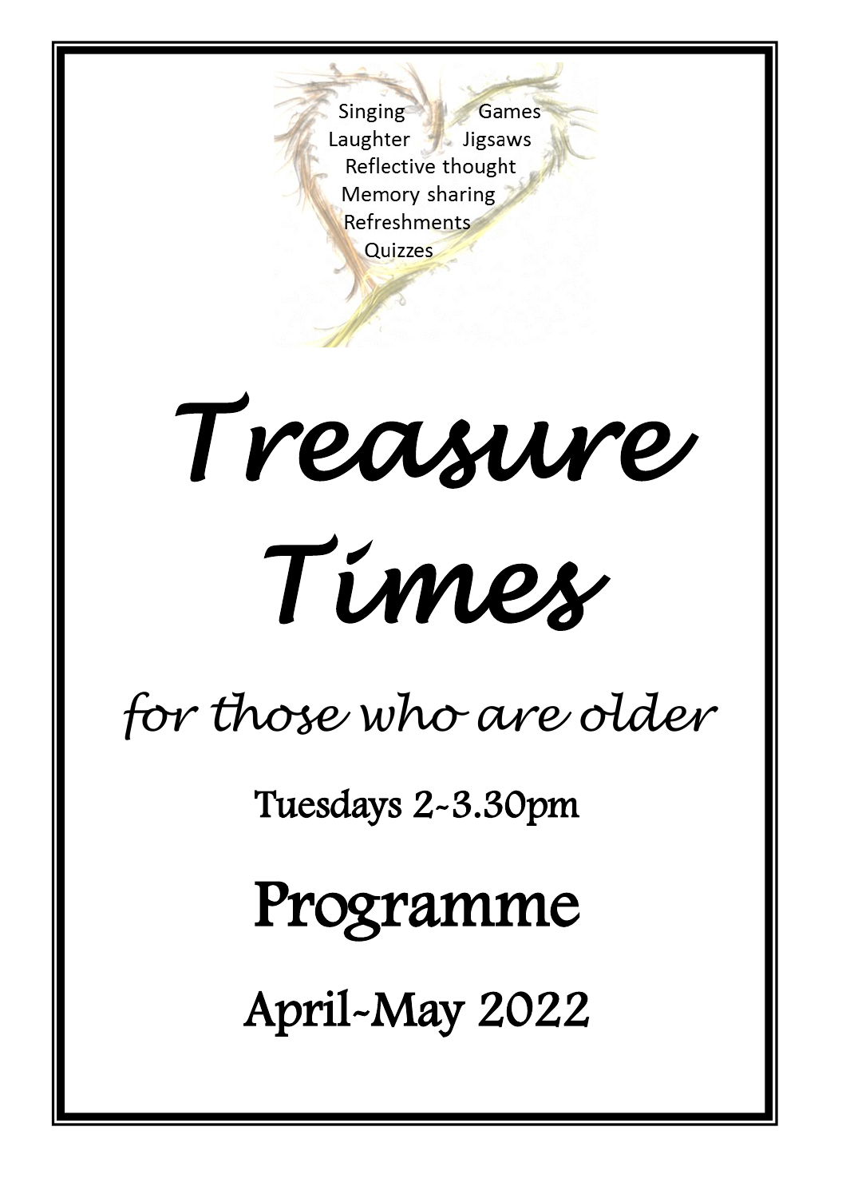Singing Games
Laughter Jigsaws
Reflective thought
Memory sharing
Refreshments
Quizzes

# *Treasure Times*

*for those who are older*

Tuesdays 2~3.30pm

## Programme

## April~May 2022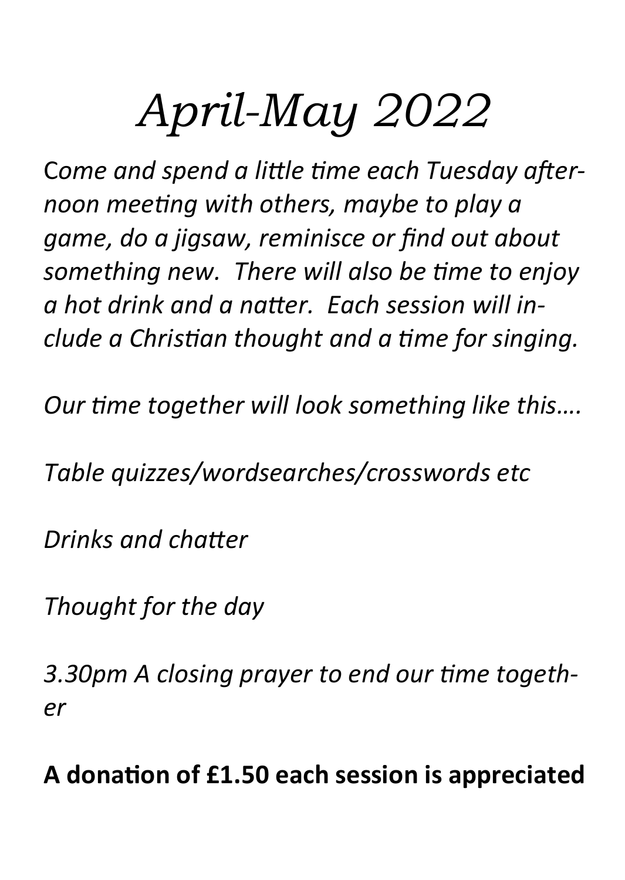# *April-May 2022*

*Come and spend a little time each Tuesday afternoon meeting with others, maybe to play a game, do a jigsaw, reminisce or find out about something new. There will also be time to enjoy a hot drink and a natter. Each session will include a Christian thought and a time for singing.*

*Our time together will look something like this….*

*Table quizzes/wordsearches/crosswords etc*

*Drinks and chatter*

*Thought for the day*

*3.30pm A closing prayer to end our time together*

**A donation of £1.50 each session is appreciated**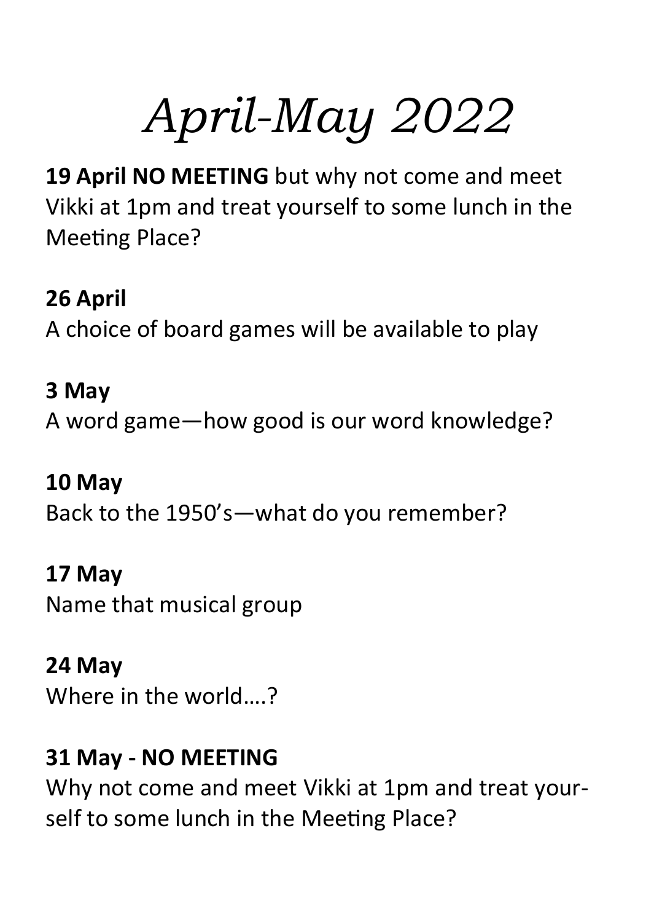# *April-May 2022*

**19 April NO MEETING** but why not come and meet Vikki at 1pm and treat yourself to some lunch in the Meeting Place?

**26 April**
A choice of board games will be available to play

**3 May**
A word game—how good is our word knowledge?

**10 May**
Back to the 1950's—what do you remember?

**17 May**
Name that musical group

**24 May**
Where in the world….?

**31 May - NO MEETING**
Why not come and meet Vikki at 1pm and treat yourself to some lunch in the Meeting Place?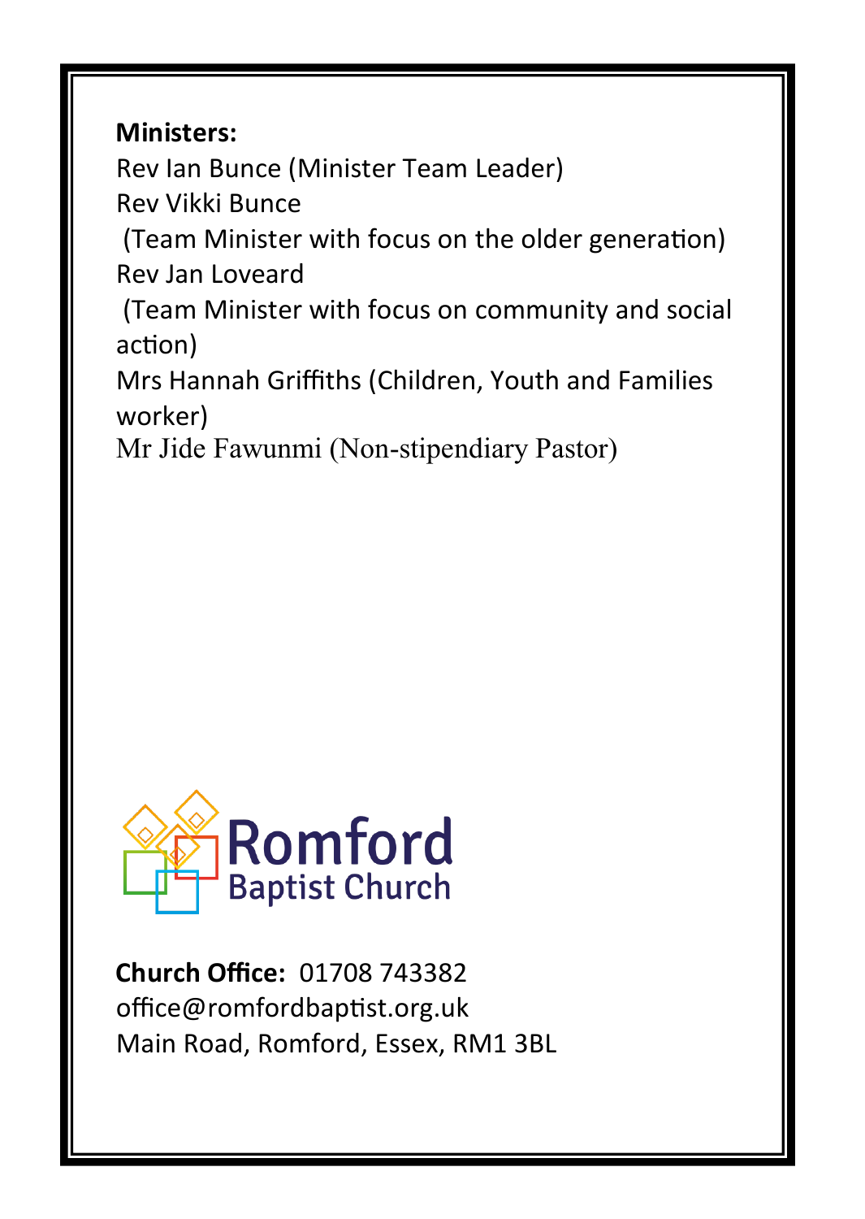**Ministers:**

Rev Ian Bunce (Minister Team Leader)
Rev Vikki Bunce
(Team Minister with focus on the older generation)
Rev Jan Loveard
(Team Minister with focus on community and social action)
Mrs Hannah Griffiths (Children, Youth and Families worker)
Mr Jide Fawunmi (Non-stipendiary Pastor)

Romford
Baptist Church

**Church Office:** 01708 743382
office@romfordbaptist.org.uk
Main Road, Romford, Essex, RM1 3BL